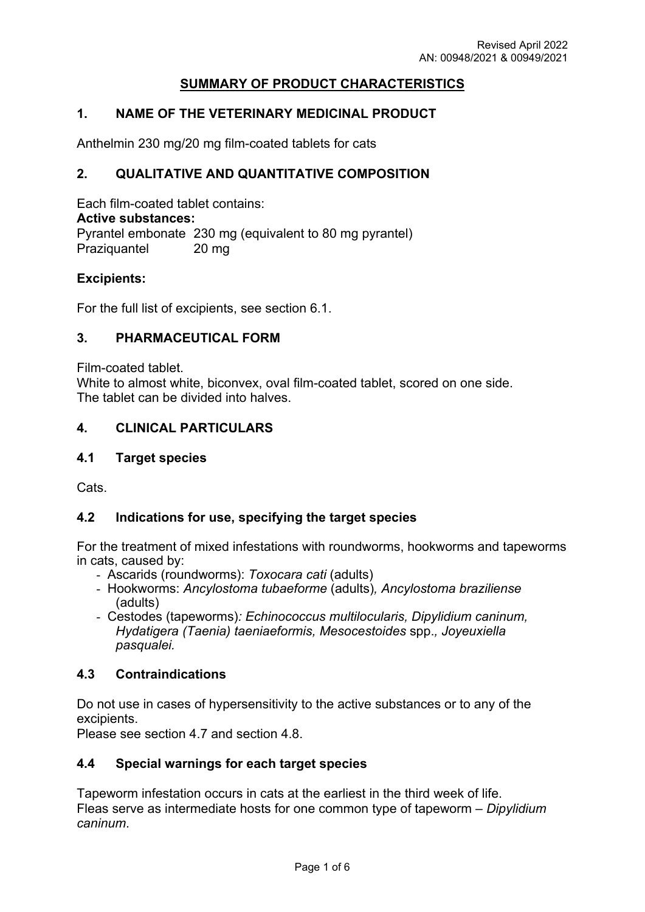Revised April 2022
AN: 00948/2021 & 00949/2021

# SUMMARY OF PRODUCT CHARACTERISTICS

## 1. NAME OF THE VETERINARY MEDICINAL PRODUCT

Anthelmin 230 mg/20 mg film-coated tablets for cats

## 2. QUALITATIVE AND QUANTITATIVE COMPOSITION

Each film-coated tablet contains:

**Active substances:**

Pyrantel embonate 230 mg (equivalent to 80 mg pyrantel)
Praziquantel 20 mg

**Excipients:**

For the full list of excipients, see section 6.1.

## 3. PHARMACEUTICAL FORM

Film-coated tablet.
White to almost white, biconvex, oval film-coated tablet, scored on one side.
The tablet can be divided into halves.

## 4. CLINICAL PARTICULARS

### 4.1 Target species

Cats.

### 4.2 Indications for use, specifying the target species

For the treatment of mixed infestations with roundworms, hookworms and tapeworms in cats, caused by:

- Ascarids (roundworms): *Toxocara cati* (adults)
- Hookworms: *Ancylostoma tubaeforme* (adults), *Ancylostoma braziliense* (adults)
- Cestodes (tapeworms): *Echinococcus multilocularis, Dipylidium caninum, Hydatigera (Taenia) taeniaeformis, Mesocestoides* spp., *Joyeuxiella pasqualei.*

### 4.3 Contraindications

Do not use in cases of hypersensitivity to the active substances or to any of the excipients.
Please see section 4.7 and section 4.8.

### 4.4 Special warnings for each target species

Tapeworm infestation occurs in cats at the earliest in the third week of life.
Fleas serve as intermediate hosts for one common type of tapeworm – *Dipylidium caninum*.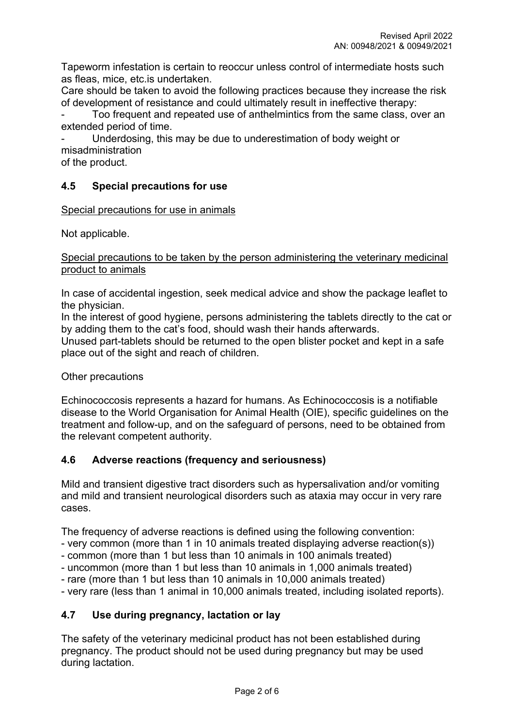Tapeworm infestation is certain to reoccur unless control of intermediate hosts such as fleas, mice, etc.is undertaken.

Care should be taken to avoid the following practices because they increase the risk of development of resistance and could ultimately result in ineffective therapy:

- Too frequent and repeated use of anthelmintics from the same class, over an extended period of time.
- Underdosing, this may be due to underestimation of body weight or misadministration of the product.

## 4.5 Special precautions for use

Special precautions for use in animals

Not applicable.

Special precautions to be taken by the person administering the veterinary medicinal product to animals

In case of accidental ingestion, seek medical advice and show the package leaflet to the physician.

In the interest of good hygiene, persons administering the tablets directly to the cat or by adding them to the cat's food, should wash their hands afterwards.

Unused part-tablets should be returned to the open blister pocket and kept in a safe place out of the sight and reach of children.

Other precautions

Echinococcosis represents a hazard for humans. As Echinococcosis is a notifiable disease to the World Organisation for Animal Health (OIE), specific guidelines on the treatment and follow-up, and on the safeguard of persons, need to be obtained from the relevant competent authority.

## 4.6 Adverse reactions (frequency and seriousness)

Mild and transient digestive tract disorders such as hypersalivation and/or vomiting and mild and transient neurological disorders such as ataxia may occur in very rare cases.

The frequency of adverse reactions is defined using the following convention:

- very common (more than 1 in 10 animals treated displaying adverse reaction(s))
- common (more than 1 but less than 10 animals in 100 animals treated)
- uncommon (more than 1 but less than 10 animals in 1,000 animals treated)
- rare (more than 1 but less than 10 animals in 10,000 animals treated)
- very rare (less than 1 animal in 10,000 animals treated, including isolated reports).

## 4.7 Use during pregnancy, lactation or lay

The safety of the veterinary medicinal product has not been established during pregnancy. The product should not be used during pregnancy but may be used during lactation.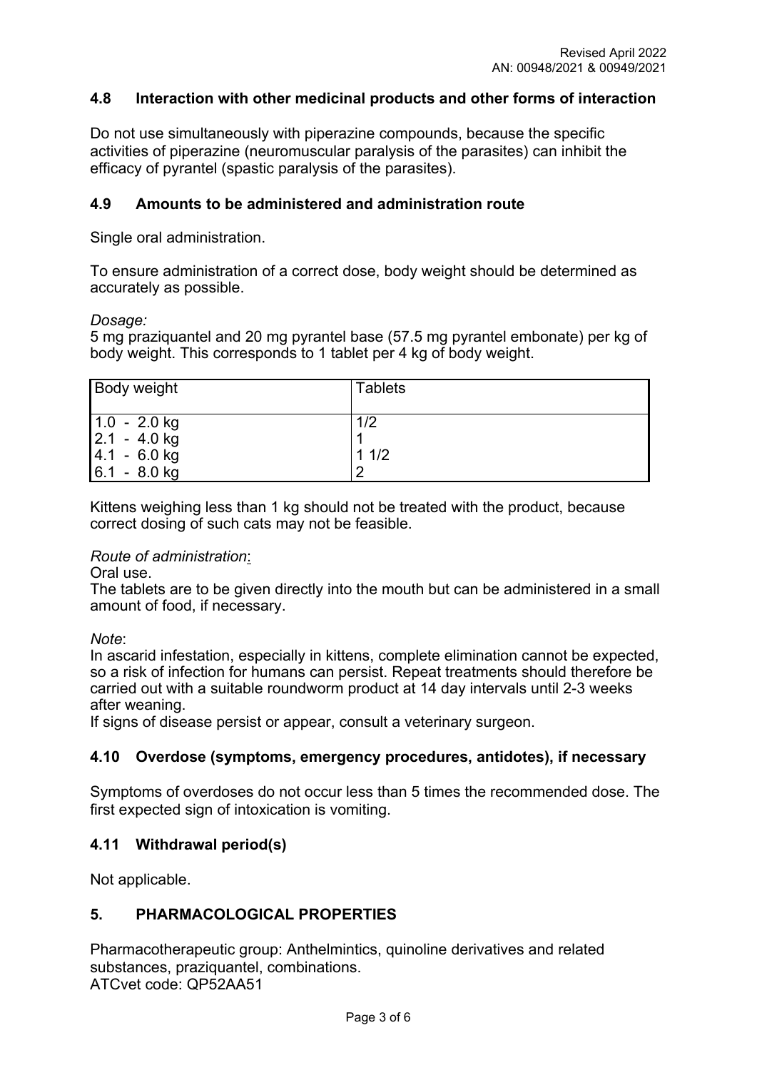## 4.8 Interaction with other medicinal products and other forms of interaction

Do not use simultaneously with piperazine compounds, because the specific activities of piperazine (neuromuscular paralysis of the parasites) can inhibit the efficacy of pyrantel (spastic paralysis of the parasites).

## 4.9 Amounts to be administered and administration route

Single oral administration.

To ensure administration of a correct dose, body weight should be determined as accurately as possible.

*Dosage:*
5 mg praziquantel and 20 mg pyrantel base (57.5 mg pyrantel embonate) per kg of body weight. This corresponds to 1 tablet per 4 kg of body weight.

| Body weight | Tablets |
|---|---|
| 1.0 - 2.0 kg | 1/2 |
| 2.1 - 4.0 kg | 1 |
| 4.1 - 6.0 kg | 1 1/2 |
| 6.1 - 8.0 kg | 2 |

Kittens weighing less than 1 kg should not be treated with the product, because correct dosing of such cats may not be feasible.

*Route of administration*:
Oral use.
The tablets are to be given directly into the mouth but can be administered in a small amount of food, if necessary.

*Note*:
In ascarid infestation, especially in kittens, complete elimination cannot be expected, so a risk of infection for humans can persist. Repeat treatments should therefore be carried out with a suitable roundworm product at 14 day intervals until 2-3 weeks after weaning.
If signs of disease persist or appear, consult a veterinary surgeon.

## 4.10 Overdose (symptoms, emergency procedures, antidotes), if necessary

Symptoms of overdoses do not occur less than 5 times the recommended dose. The first expected sign of intoxication is vomiting.

## 4.11 Withdrawal period(s)

Not applicable.

# 5. PHARMACOLOGICAL PROPERTIES

Pharmacotherapeutic group: Anthelmintics, quinoline derivatives and related substances, praziquantel, combinations.
ATCvet code: QP52AA51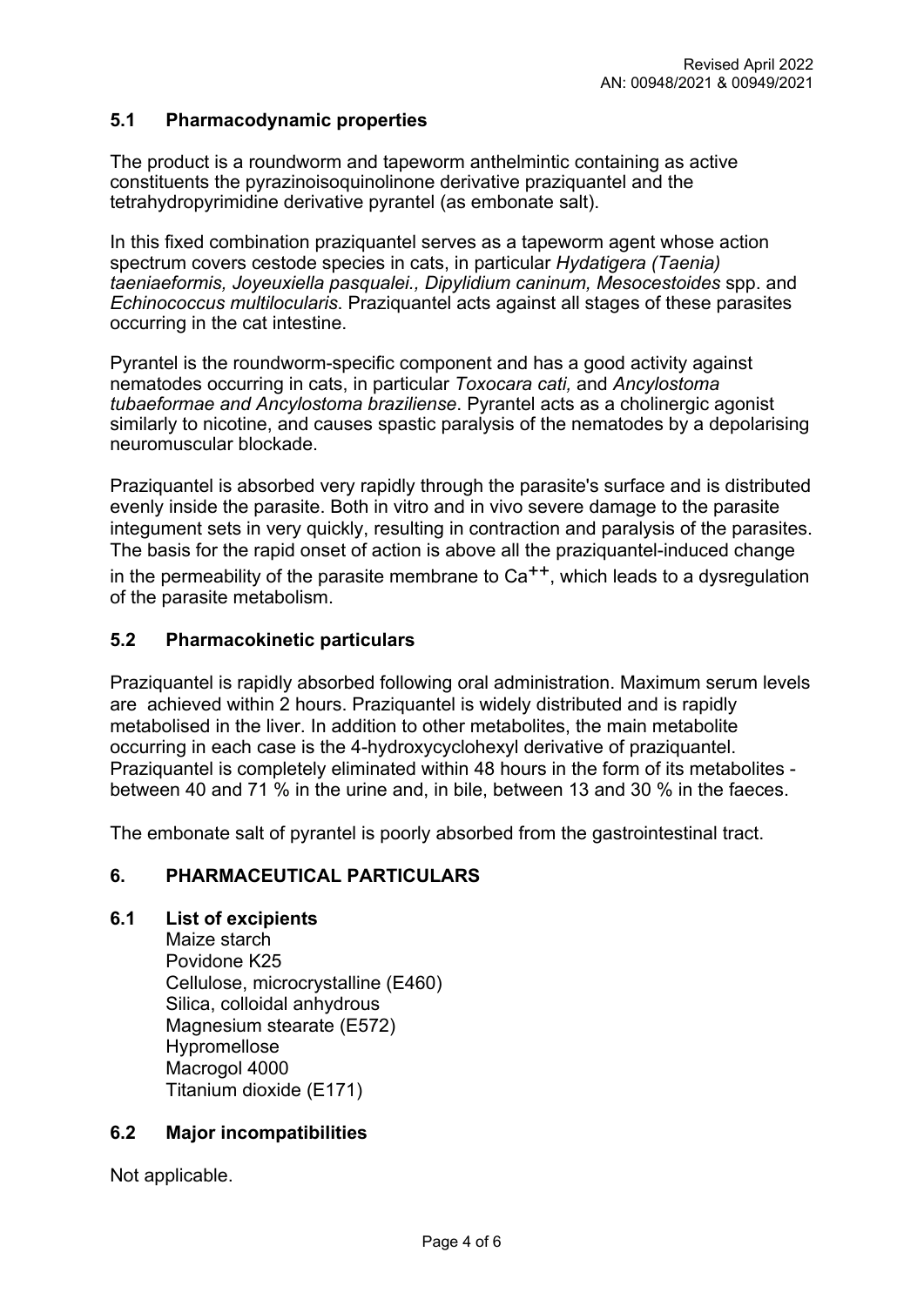### 5.1 Pharmacodynamic properties

The product is a roundworm and tapeworm anthelmintic containing as active constituents the pyrazinoisoquinolinone derivative praziquantel and the tetrahydropyrimidine derivative pyrantel (as embonate salt).

In this fixed combination praziquantel serves as a tapeworm agent whose action spectrum covers cestode species in cats, in particular *Hydatigera (Taenia) taeniaeformis, Joyeuxiella pasqualei., Dipylidium caninum, Mesocestoides* spp. and *Echinococcus multilocularis*. Praziquantel acts against all stages of these parasites occurring in the cat intestine.

Pyrantel is the roundworm-specific component and has a good activity against nematodes occurring in cats, in particular *Toxocara cati,* and *Ancylostoma tubaeformae and Ancylostoma braziliense*. Pyrantel acts as a cholinergic agonist similarly to nicotine, and causes spastic paralysis of the nematodes by a depolarising neuromuscular blockade.

Praziquantel is absorbed very rapidly through the parasite's surface and is distributed evenly inside the parasite. Both in vitro and in vivo severe damage to the parasite integument sets in very quickly, resulting in contraction and paralysis of the parasites. The basis for the rapid onset of action is above all the praziquantel-induced change in the permeability of the parasite membrane to $Ca^{++}$, which leads to a dysregulation of the parasite metabolism.

### 5.2 Pharmacokinetic particulars

Praziquantel is rapidly absorbed following oral administration. Maximum serum levels are achieved within 2 hours. Praziquantel is widely distributed and is rapidly metabolised in the liver. In addition to other metabolites, the main metabolite occurring in each case is the 4-hydroxycyclohexyl derivative of praziquantel. Praziquantel is completely eliminated within 48 hours in the form of its metabolites - between 40 and 71 % in the urine and, in bile, between 13 and 30 % in the faeces.

The embonate salt of pyrantel is poorly absorbed from the gastrointestinal tract.

## 6. PHARMACEUTICAL PARTICULARS

### 6.1 List of excipients

Maize starch
Povidone K25
Cellulose, microcrystalline (E460)
Silica, colloidal anhydrous
Magnesium stearate (E572)
Hypromellose
Macrogol 4000
Titanium dioxide (E171)

### 6.2 Major incompatibilities

Not applicable.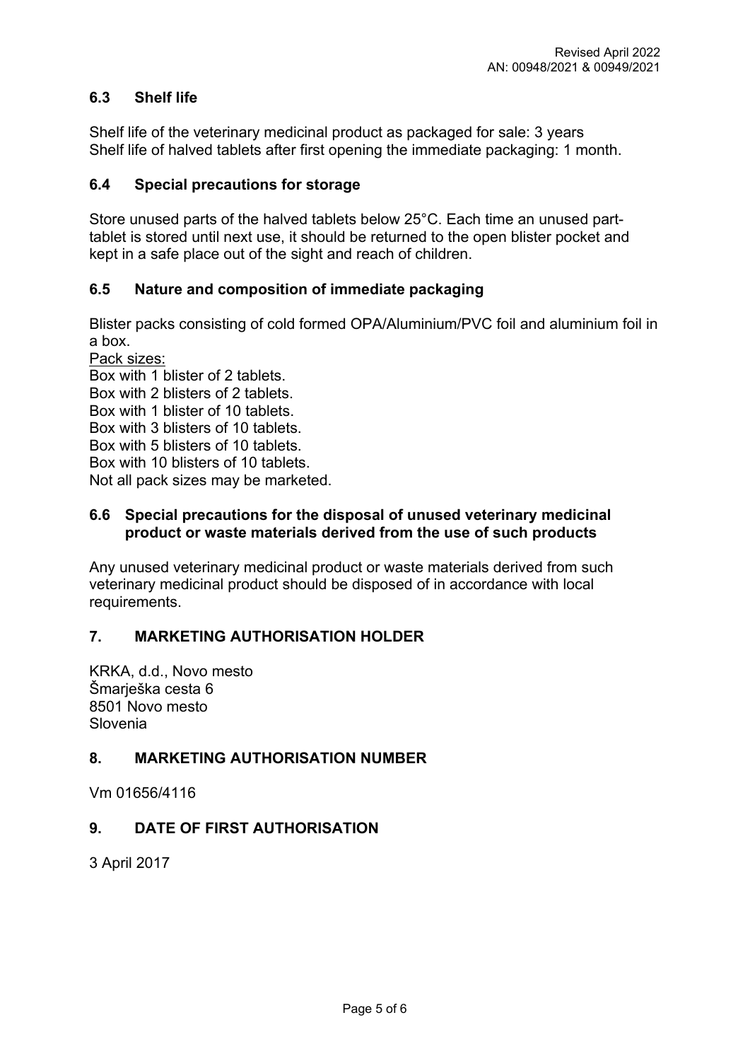### 6.3 Shelf life

Shelf life of the veterinary medicinal product as packaged for sale: 3 years
Shelf life of halved tablets after first opening the immediate packaging: 1 month.

### 6.4 Special precautions for storage

Store unused parts of the halved tablets below 25°C. Each time an unused part-tablet is stored until next use, it should be returned to the open blister pocket and kept in a safe place out of the sight and reach of children.

### 6.5 Nature and composition of immediate packaging

Blister packs consisting of cold formed OPA/Aluminium/PVC foil and aluminium foil in a box.

Pack sizes:
Box with 1 blister of 2 tablets.
Box with 2 blisters of 2 tablets.
Box with 1 blister of 10 tablets.
Box with 3 blisters of 10 tablets.
Box with 5 blisters of 10 tablets.
Box with 10 blisters of 10 tablets.
Not all pack sizes may be marketed.

### 6.6 Special precautions for the disposal of unused veterinary medicinal product or waste materials derived from the use of such products

Any unused veterinary medicinal product or waste materials derived from such veterinary medicinal product should be disposed of in accordance with local requirements.

## 7. MARKETING AUTHORISATION HOLDER

KRKA, d.d., Novo mesto
Šmarješka cesta 6
8501 Novo mesto
Slovenia

## 8. MARKETING AUTHORISATION NUMBER

Vm 01656/4116

## 9. DATE OF FIRST AUTHORISATION

3 April 2017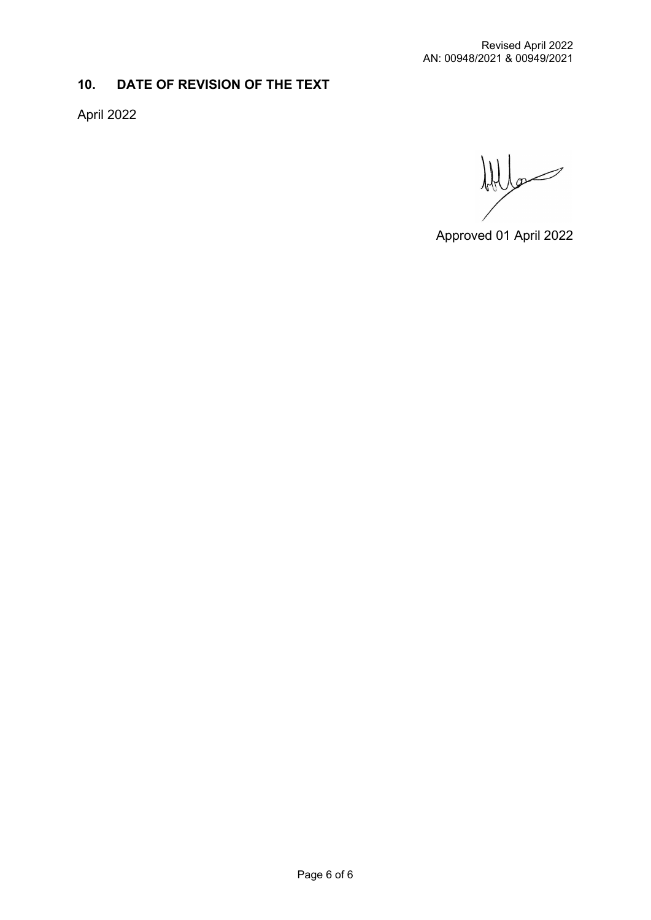## 10. DATE OF REVISION OF THE TEXT

April 2022

Approved 01 April 2022